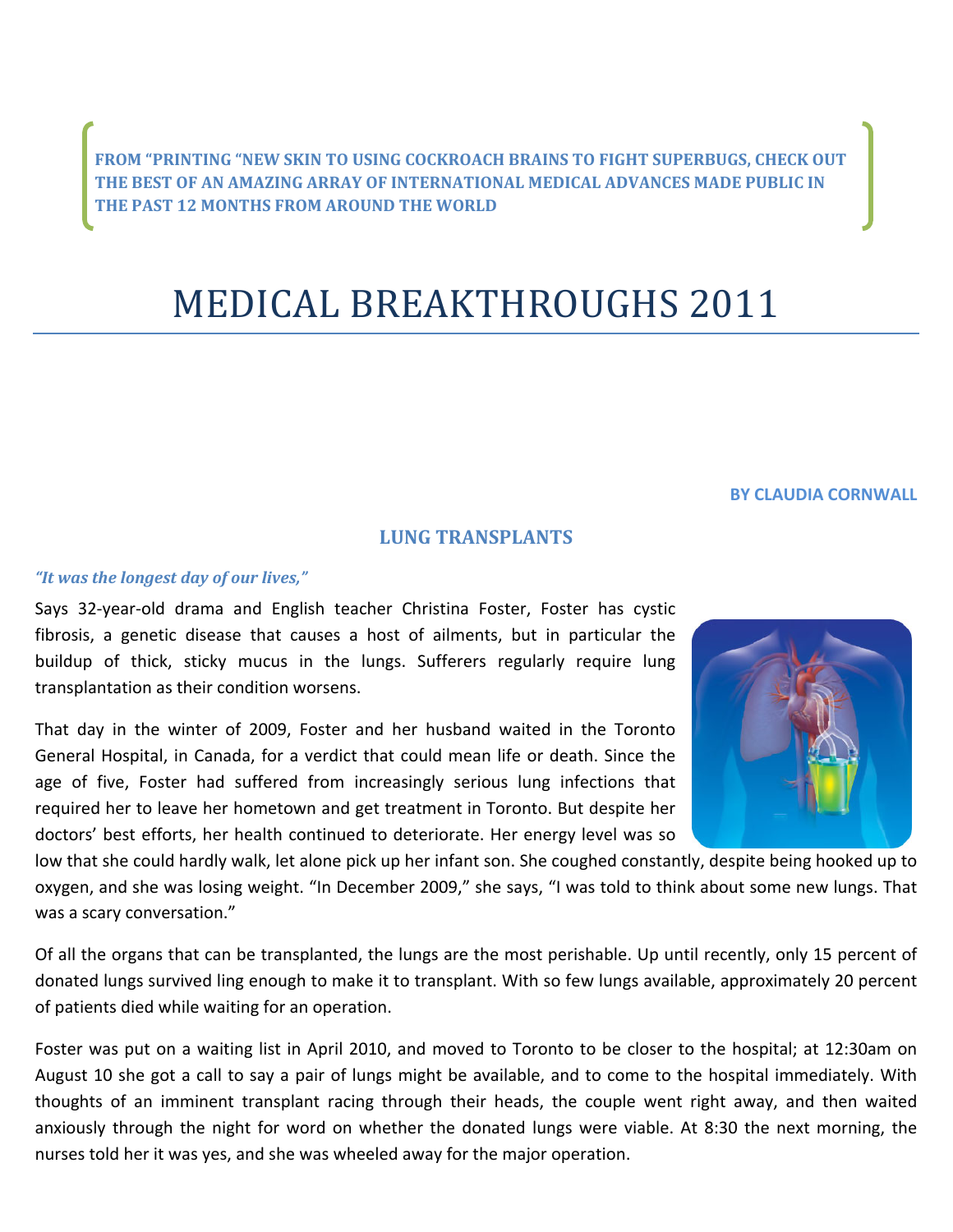**FROM "PRINTING "NEW SKIN TO USING COCKROACH BRAINS TO FIGHT SUPERBUGS, CHECK OUT THE BEST OF AN AMAZING ARRAY OF INTERNATIONAL MEDICAL ADVANCES MADE PUBLIC IN THE PAST 12 MONTHS FROM AROUND THE WORLD**

# MEDICAL BREAKTHROUGHS 2011

**BY CLAUDIA CORNWALL**

## LUNG TRANSPLANTS

***"It was the longest day of our lives,"***

Says 32-year-old drama and English teacher Christina Foster, Foster has cystic fibrosis, a genetic disease that causes a host of ailments, but in particular the buildup of thick, sticky mucus in the lungs. Sufferers regularly require lung transplantation as their condition worsens.

That day in the winter of 2009, Foster and her husband waited in the Toronto General Hospital, in Canada, for a verdict that could mean life or death. Since the age of five, Foster had suffered from increasingly serious lung infections that required her to leave her hometown and get treatment in Toronto. But despite her doctors' best efforts, her health continued to deteriorate. Her energy level was so low that she could hardly walk, let alone pick up her infant son. She coughed constantly, despite being hooked up to oxygen, and she was losing weight. "In December 2009," she says, "I was told to think about some new lungs. That was a scary conversation."

Of all the organs that can be transplanted, the lungs are the most perishable. Up until recently, only 15 percent of donated lungs survived ling enough to make it to transplant. With so few lungs available, approximately 20 percent of patients died while waiting for an operation.

Foster was put on a waiting list in April 2010, and moved to Toronto to be closer to the hospital; at 12:30am on August 10 she got a call to say a pair of lungs might be available, and to come to the hospital immediately. With thoughts of an imminent transplant racing through their heads, the couple went right away, and then waited anxiously through the night for word on whether the donated lungs were viable. At 8:30 the next morning, the nurses told her it was yes, and she was wheeled away for the major operation.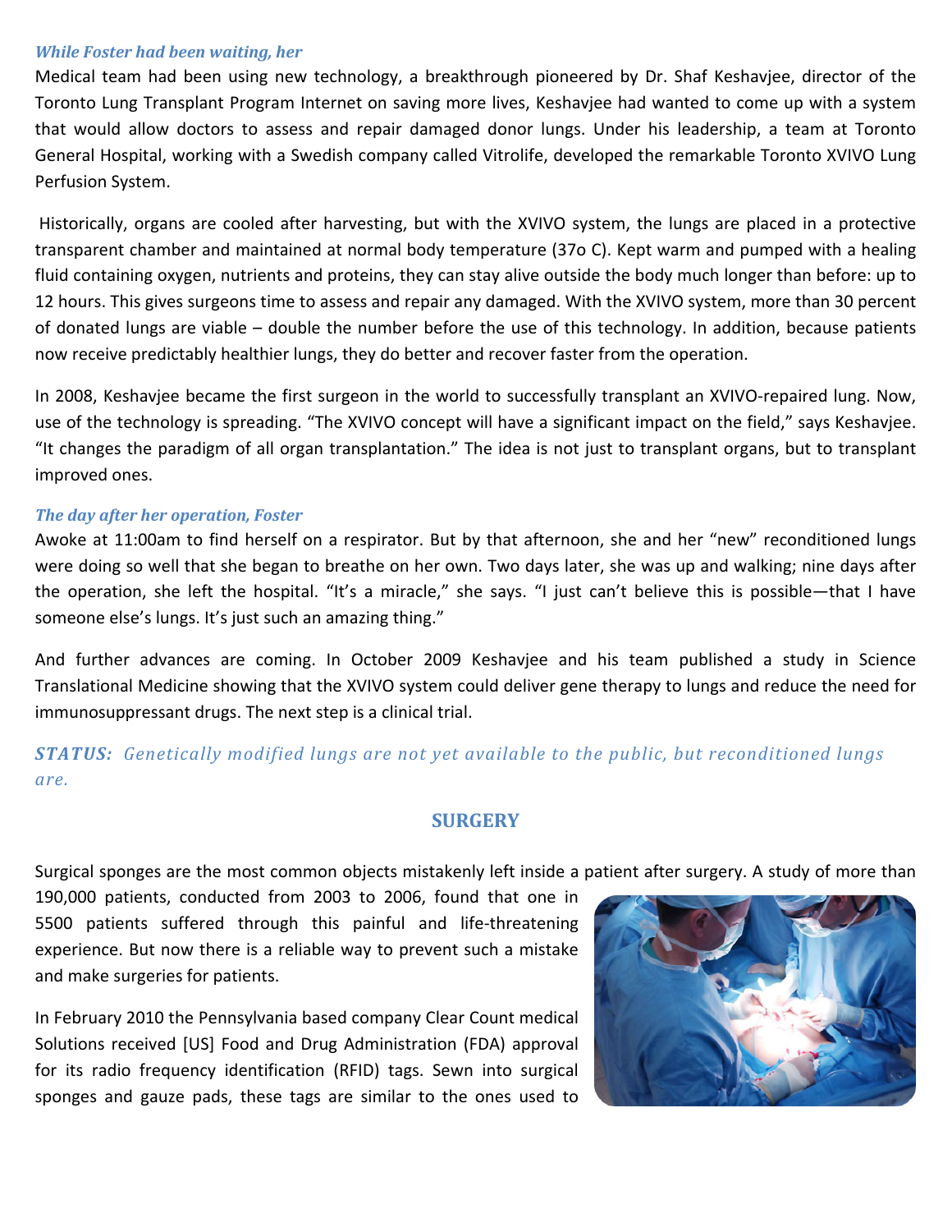***While Foster had been waiting, her***

Medical team had been using new technology, a breakthrough pioneered by Dr. Shaf Keshavjee, director of the Toronto Lung Transplant Program Internet on saving more lives, Keshavjee had wanted to come up with a system that would allow doctors to assess and repair damaged donor lungs. Under his leadership, a team at Toronto General Hospital, working with a Swedish company called Vitrolife, developed the remarkable Toronto XVIVO Lung Perfusion System.

Historically, organs are cooled after harvesting, but with the XVIVO system, the lungs are placed in a protective transparent chamber and maintained at normal body temperature (37o C). Kept warm and pumped with a healing fluid containing oxygen, nutrients and proteins, they can stay alive outside the body much longer than before: up to 12 hours. This gives surgeons time to assess and repair any damaged. With the XVIVO system, more than 30 percent of donated lungs are viable – double the number before the use of this technology. In addition, because patients now receive predictably healthier lungs, they do better and recover faster from the operation.

In 2008, Keshavjee became the first surgeon in the world to successfully transplant an XVIVO-repaired lung. Now, use of the technology is spreading. "The XVIVO concept will have a significant impact on the field," says Keshavjee. "It changes the paradigm of all organ transplantation." The idea is not just to transplant organs, but to transplant improved ones.

***The day after her operation, Foster***

Awoke at 11:00am to find herself on a respirator. But by that afternoon, she and her "new" reconditioned lungs were doing so well that she began to breathe on her own. Two days later, she was up and walking; nine days after the operation, she left the hospital. "It's a miracle," she says. "I just can't believe this is possible—that I have someone else's lungs. It's just such an amazing thing."

And further advances are coming. In October 2009 Keshavjee and his team published a study in Science Translational Medicine showing that the XVIVO system could deliver gene therapy to lungs and reduce the need for immunosuppressant drugs. The next step is a clinical trial.

***STATUS:** Genetically modified lungs are not yet available to the public, but reconditioned lungs are.*

## SURGERY

Surgical sponges are the most common objects mistakenly left inside a patient after surgery. A study of more than 190,000 patients, conducted from 2003 to 2006, found that one in 5500 patients suffered through this painful and life-threatening experience. But now there is a reliable way to prevent such a mistake and make surgeries for patients.

In February 2010 the Pennsylvania based company Clear Count medical Solutions received [US] Food and Drug Administration (FDA) approval for its radio frequency identification (RFID) tags. Sewn into surgical sponges and gauze pads, these tags are similar to the ones used to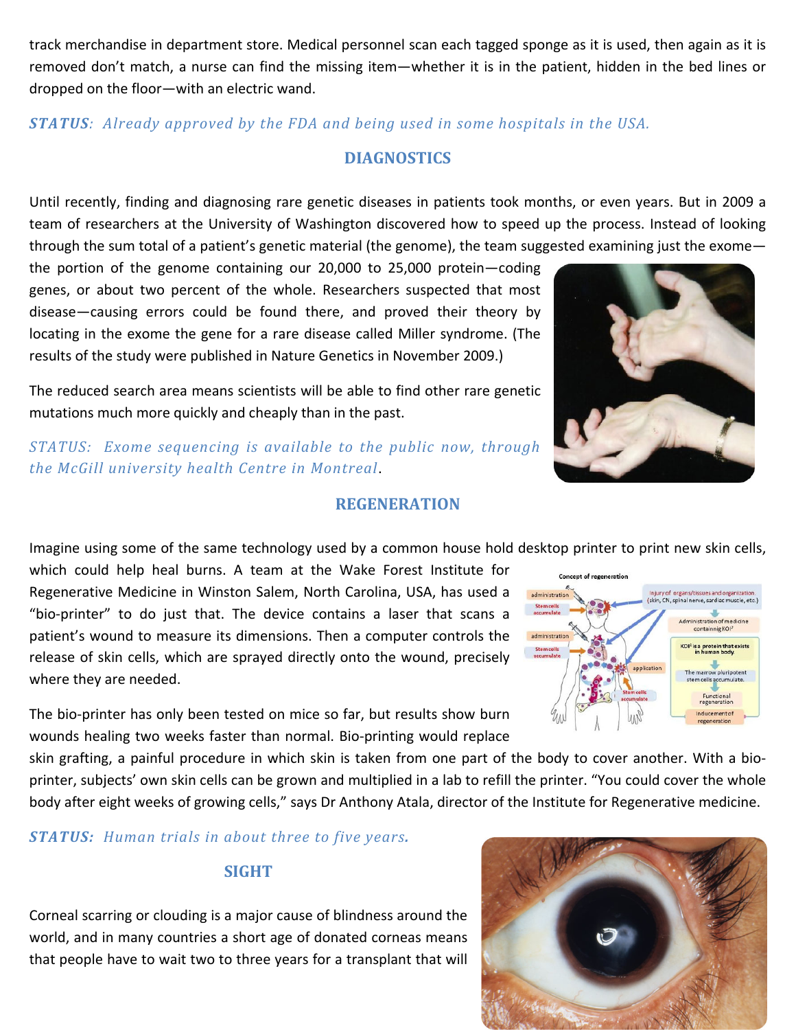track merchandise in department store. Medical personnel scan each tagged sponge as it is used, then again as it is removed don't match, a nurse can find the missing item—whether it is in the patient, hidden in the bed lines or dropped on the floor—with an electric wand.

***STATUS**: Already approved by the FDA and being used in some hospitals in the USA.*

## DIAGNOSTICS

Until recently, finding and diagnosing rare genetic diseases in patients took months, or even years. But in 2009 a team of researchers at the University of Washington discovered how to speed up the process. Instead of looking through the sum total of a patient's genetic material (the genome), the team suggested examining just the exome—the portion of the genome containing our 20,000 to 25,000 protein—coding genes, or about two percent of the whole. Researchers suspected that most disease—causing errors could be found there, and proved their theory by locating in the exome the gene for a rare disease called Miller syndrome. (The results of the study were published in Nature Genetics in November 2009.)

The reduced search area means scientists will be able to find other rare genetic mutations much more quickly and cheaply than in the past.

*STATUS: Exome sequencing is available to the public now, through the McGill university health Centre in Montreal*.

## REGENERATION

Imagine using some of the same technology used by a common house hold desktop printer to print new skin cells, which could help heal burns. A team at the Wake Forest Institute for Regenerative Medicine in Winston Salem, North Carolina, USA, has used a "bio-printer" to do just that. The device contains a laser that scans a patient's wound to measure its dimensions. Then a computer controls the release of skin cells, which are sprayed directly onto the wound, precisely where they are needed.

The bio-printer has only been tested on mice so far, but results show burn wounds healing two weeks faster than normal. Bio-printing would replace skin grafting, a painful procedure in which skin is taken from one part of the body to cover another. With a bio-printer, subjects' own skin cells can be grown and multiplied in a lab to refill the printer. "You could cover the whole body after eight weeks of growing cells," says Dr Anthony Atala, director of the Institute for Regenerative medicine.

***STATUS:** Human trials in about three to five years.*

## SIGHT

Corneal scarring or clouding is a major cause of blindness around the world, and in many countries a short age of donated corneas means that people have to wait two to three years for a transplant that will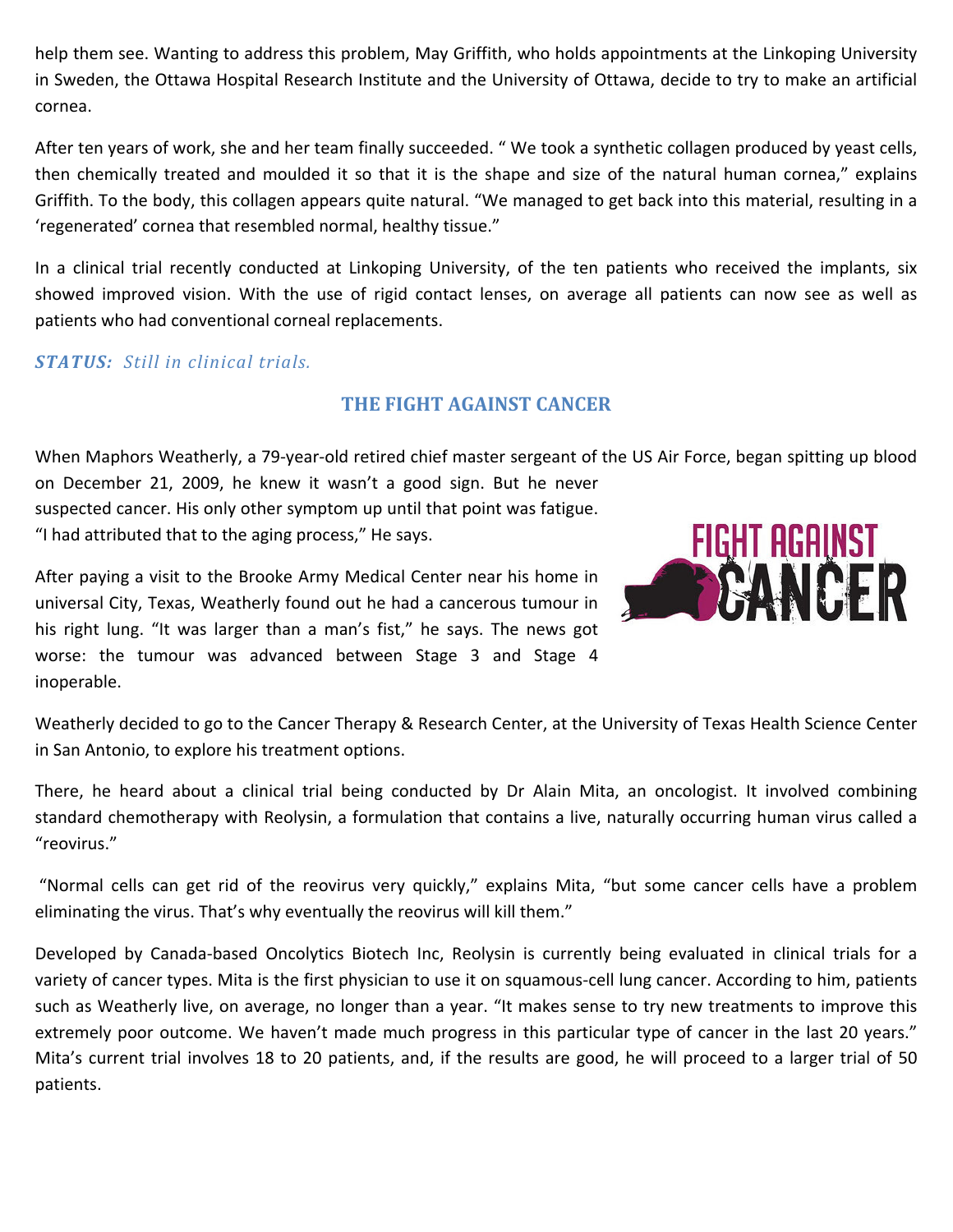help them see. Wanting to address this problem, May Griffith, who holds appointments at the Linkoping University in Sweden, the Ottawa Hospital Research Institute and the University of Ottawa, decide to try to make an artificial cornea.

After ten years of work, she and her team finally succeeded. " We took a synthetic collagen produced by yeast cells, then chemically treated and moulded it so that it is the shape and size of the natural human cornea," explains Griffith. To the body, this collagen appears quite natural. "We managed to get back into this material, resulting in a 'regenerated' cornea that resembled normal, healthy tissue."

In a clinical trial recently conducted at Linkoping University, of the ten patients who received the implants, six showed improved vision. With the use of rigid contact lenses, on average all patients can now see as well as patients who had conventional corneal replacements.

***STATUS:*** *Still in clinical trials.*

## THE FIGHT AGAINST CANCER

When Maphors Weatherly, a 79-year-old retired chief master sergeant of the US Air Force, began spitting up blood on December 21, 2009, he knew it wasn't a good sign. But he never suspected cancer. His only other symptom up until that point was fatigue. "I had attributed that to the aging process," He says.

After paying a visit to the Brooke Army Medical Center near his home in universal City, Texas, Weatherly found out he had a cancerous tumour in his right lung. "It was larger than a man's fist," he says. The news got worse: the tumour was advanced between Stage 3 and Stage 4 inoperable.

Weatherly decided to go to the Cancer Therapy & Research Center, at the University of Texas Health Science Center in San Antonio, to explore his treatment options.

There, he heard about a clinical trial being conducted by Dr Alain Mita, an oncologist. It involved combining standard chemotherapy with Reolysin, a formulation that contains a live, naturally occurring human virus called a "reovirus."

"Normal cells can get rid of the reovirus very quickly," explains Mita, "but some cancer cells have a problem eliminating the virus. That's why eventually the reovirus will kill them."

Developed by Canada-based Oncolytics Biotech Inc, Reolysin is currently being evaluated in clinical trials for a variety of cancer types. Mita is the first physician to use it on squamous-cell lung cancer. According to him, patients such as Weatherly live, on average, no longer than a year. "It makes sense to try new treatments to improve this extremely poor outcome. We haven't made much progress in this particular type of cancer in the last 20 years." Mita's current trial involves 18 to 20 patients, and, if the results are good, he will proceed to a larger trial of 50 patients.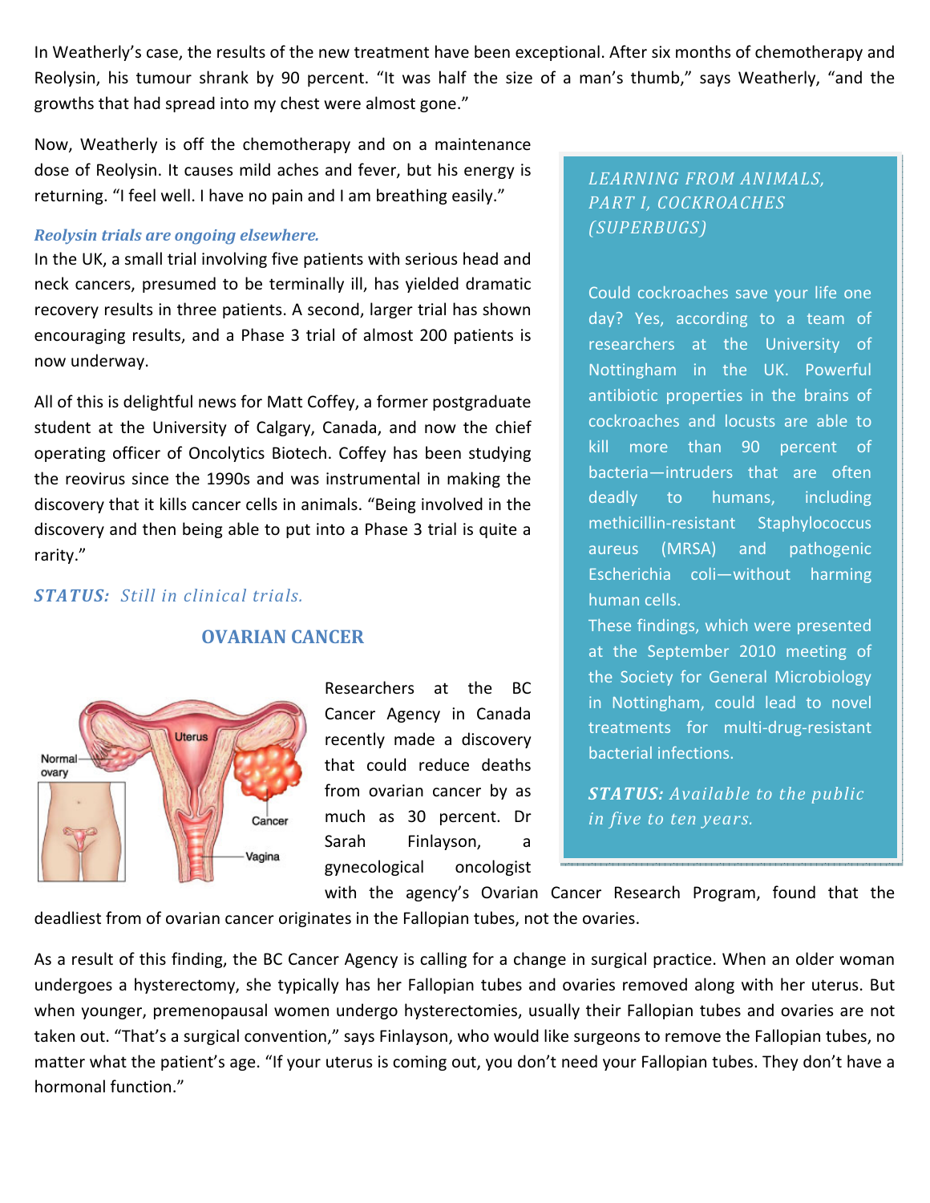In Weatherly's case, the results of the new treatment have been exceptional. After six months of chemotherapy and Reolysin, his tumour shrank by 90 percent. "It was half the size of a man's thumb," says Weatherly, "and the growths that had spread into my chest were almost gone."

Now, Weatherly is off the chemotherapy and on a maintenance dose of Reolysin. It causes mild aches and fever, but his energy is returning. "I feel well. I have no pain and I am breathing easily."

***Reolysin trials are ongoing elsewhere.***

In the UK, a small trial involving five patients with serious head and neck cancers, presumed to be terminally ill, has yielded dramatic recovery results in three patients. A second, larger trial has shown encouraging results, and a Phase 3 trial of almost 200 patients is now underway.

All of this is delightful news for Matt Coffey, a former postgraduate student at the University of Calgary, Canada, and now the chief operating officer of Oncolytics Biotech. Coffey has been studying the reovirus since the 1990s and was instrumental in making the discovery that it kills cancer cells in animals. "Being involved in the discovery and then being able to put into a Phase 3 trial is quite a rarity."

***STATUS:*** *Still in clinical trials.*

## OVARIAN CANCER

Researchers at the BC Cancer Agency in Canada recently made a discovery that could reduce deaths from ovarian cancer by as much as 30 percent. Dr Sarah Finlayson, a gynecological oncologist with the agency's Ovarian Cancer Research Program, found that the deadliest from of ovarian cancer originates in the Fallopian tubes, not the ovaries.

As a result of this finding, the BC Cancer Agency is calling for a change in surgical practice. When an older woman undergoes a hysterectomy, she typically has her Fallopian tubes and ovaries removed along with her uterus. But when younger, premenopausal women undergo hysterectomies, usually their Fallopian tubes and ovaries are not taken out. "That's a surgical convention," says Finlayson, who would like surgeons to remove the Fallopian tubes, no matter what the patient's age. "If your uterus is coming out, you don't need your Fallopian tubes. They don't have a hormonal function."

## *LEARNING FROM ANIMALS, PART I, COCKROACHES (SUPERBUGS)*

Could cockroaches save your life one day? Yes, according to a team of researchers at the University of Nottingham in the UK. Powerful antibiotic properties in the brains of cockroaches and locusts are able to kill more than 90 percent of bacteria—intruders that are often deadly to humans, including methicillin-resistant Staphylococcus aureus (MRSA) and pathogenic Escherichia coli—without harming human cells.

These findings, which were presented at the September 2010 meeting of the Society for General Microbiology in Nottingham, could lead to novel treatments for multi-drug-resistant bacterial infections.

***STATUS:*** *Available to the public in five to ten years.*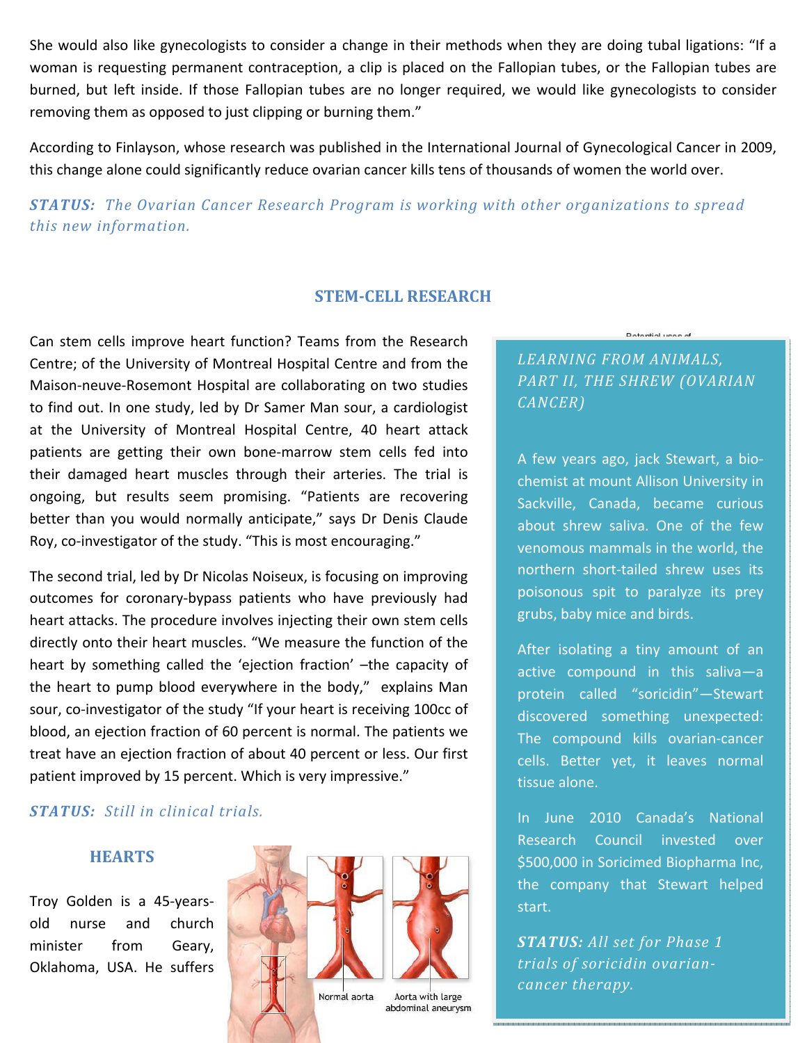She would also like gynecologists to consider a change in their methods when they are doing tubal ligations: "If a woman is requesting permanent contraception, a clip is placed on the Fallopian tubes, or the Fallopian tubes are burned, but left inside. If those Fallopian tubes are no longer required, we would like gynecologists to consider removing them as opposed to just clipping or burning them."

According to Finlayson, whose research was published in the International Journal of Gynecological Cancer in 2009, this change alone could significantly reduce ovarian cancer kills tens of thousands of women the world over.

***STATUS:*** *The Ovarian Cancer Research Program is working with other organizations to spread this new information.*

## STEM-CELL RESEARCH

Can stem cells improve heart function? Teams from the Research Centre; of the University of Montreal Hospital Centre and from the Maison-neuve-Rosemont Hospital are collaborating on two studies to find out. In one study, led by Dr Samer Man sour, a cardiologist at the University of Montreal Hospital Centre, 40 heart attack patients are getting their own bone-marrow stem cells fed into their damaged heart muscles through their arteries. The trial is ongoing, but results seem promising. "Patients are recovering better than you would normally anticipate," says Dr Denis Claude Roy, co-investigator of the study. "This is most encouraging."

The second trial, led by Dr Nicolas Noiseux, is focusing on improving outcomes for coronary-bypass patients who have previously had heart attacks. The procedure involves injecting their own stem cells directly onto their heart muscles. "We measure the function of the heart by something called the 'ejection fraction' –the capacity of the heart to pump blood everywhere in the body," explains Man sour, co-investigator of the study "If your heart is receiving 100cc of blood, an ejection fraction of 60 percent is normal. The patients we treat have an ejection fraction of about 40 percent or less. Our first patient improved by 15 percent. Which is very impressive."

***STATUS:*** *Still in clinical trials.*

### *LEARNING FROM ANIMALS, PART II, THE SHREW (OVARIAN CANCER)*

A few years ago, jack Stewart, a bio-chemist at mount Allison University in Sackville, Canada, became curious about shrew saliva. One of the few venomous mammals in the world, the northern short-tailed shrew uses its poisonous spit to paralyze its prey grubs, baby mice and birds.

After isolating a tiny amount of an active compound in this saliva—a protein called "soricidin"—Stewart discovered something unexpected: The compound kills ovarian-cancer cells. Better yet, it leaves normal tissue alone.

In June 2010 Canada's National Research Council invested over $500,000 in Soricimed Biopharma Inc, the company that Stewart helped start.

***STATUS:*** *All set for Phase 1 trials of soricidin ovarian-cancer therapy.*

## HEARTS

Troy Golden is a 45-years-old nurse and church minister from Geary, Oklahoma, USA. He suffers

Normal aorta

Aorta with large abdominal aneurysm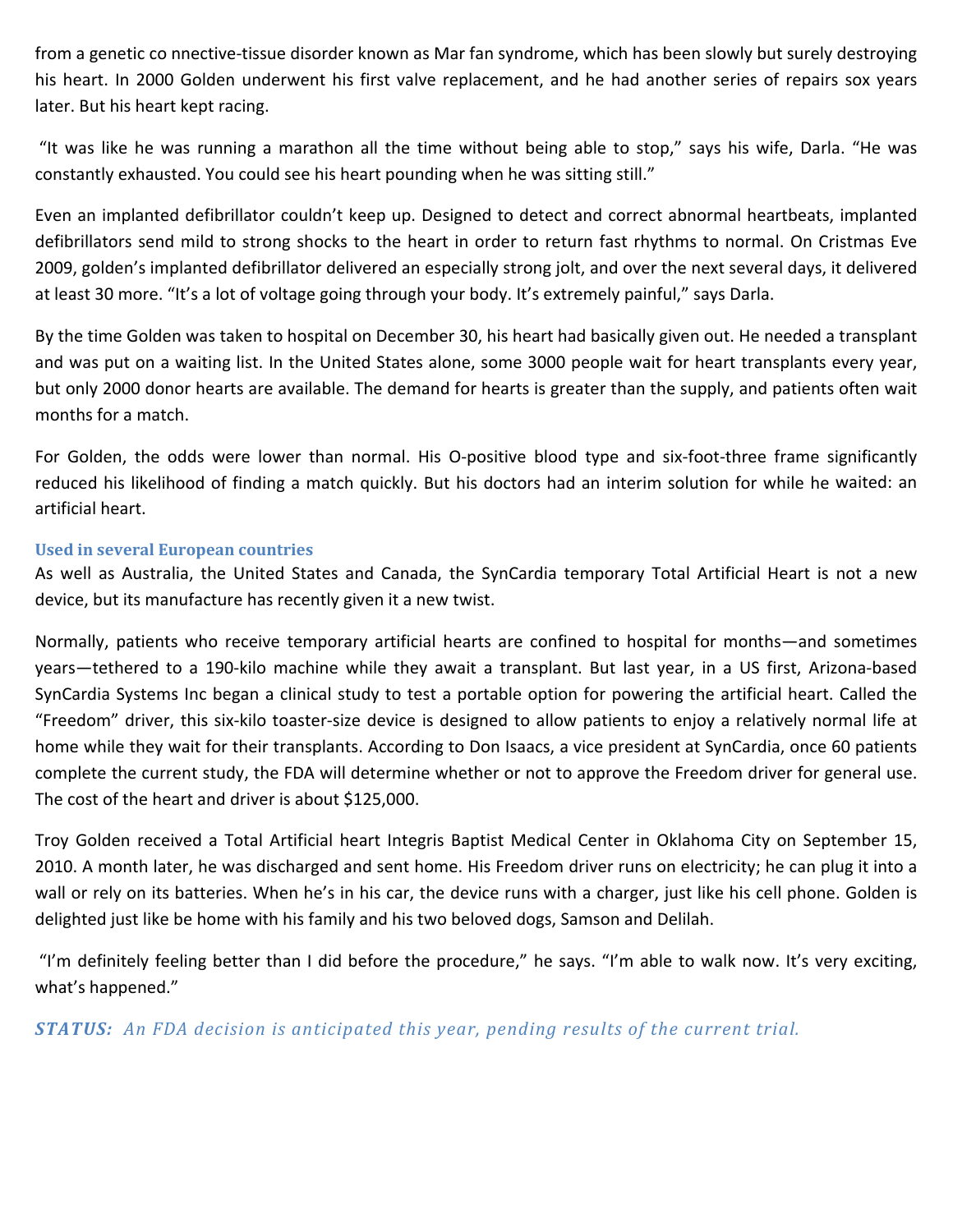from a genetic co nnective-tissue disorder known as Mar fan syndrome, which has been slowly but surely destroying his heart. In 2000 Golden underwent his first valve replacement, and he had another series of repairs sox years later. But his heart kept racing.

"It was like he was running a marathon all the time without being able to stop," says his wife, Darla. "He was constantly exhausted. You could see his heart pounding when he was sitting still."

Even an implanted defibrillator couldn't keep up. Designed to detect and correct abnormal heartbeats, implanted defibrillators send mild to strong shocks to the heart in order to return fast rhythms to normal. On Cristmas Eve 2009, golden's implanted defibrillator delivered an especially strong jolt, and over the next several days, it delivered at least 30 more. "It's a lot of voltage going through your body. It's extremely painful," says Darla.

By the time Golden was taken to hospital on December 30, his heart had basically given out. He needed a transplant and was put on a waiting list. In the United States alone, some 3000 people wait for heart transplants every year, but only 2000 donor hearts are available. The demand for hearts is greater than the supply, and patients often wait months for a match.

For Golden, the odds were lower than normal. His O-positive blood type and six-foot-three frame significantly reduced his likelihood of finding a match quickly. But his doctors had an interim solution for while he waited: an artificial heart.

### Used in several European countries

As well as Australia, the United States and Canada, the SynCardia temporary Total Artificial Heart is not a new device, but its manufacture has recently given it a new twist.

Normally, patients who receive temporary artificial hearts are confined to hospital for months—and sometimes years—tethered to a 190-kilo machine while they await a transplant. But last year, in a US first, Arizona-based SynCardia Systems Inc began a clinical study to test a portable option for powering the artificial heart. Called the "Freedom" driver, this six-kilo toaster-size device is designed to allow patients to enjoy a relatively normal life at home while they wait for their transplants. According to Don Isaacs, a vice president at SynCardia, once 60 patients complete the current study, the FDA will determine whether or not to approve the Freedom driver for general use. The cost of the heart and driver is about $125,000.

Troy Golden received a Total Artificial heart Integris Baptist Medical Center in Oklahoma City on September 15, 2010. A month later, he was discharged and sent home. His Freedom driver runs on electricity; he can plug it into a wall or rely on its batteries. When he's in his car, the device runs with a charger, just like his cell phone. Golden is delighted just like be home with his family and his two beloved dogs, Samson and Delilah.

"I'm definitely feeling better than I did before the procedure," he says. "I'm able to walk now. It's very exciting, what's happened."

***STATUS:*** *An FDA decision is anticipated this year, pending results of the current trial.*